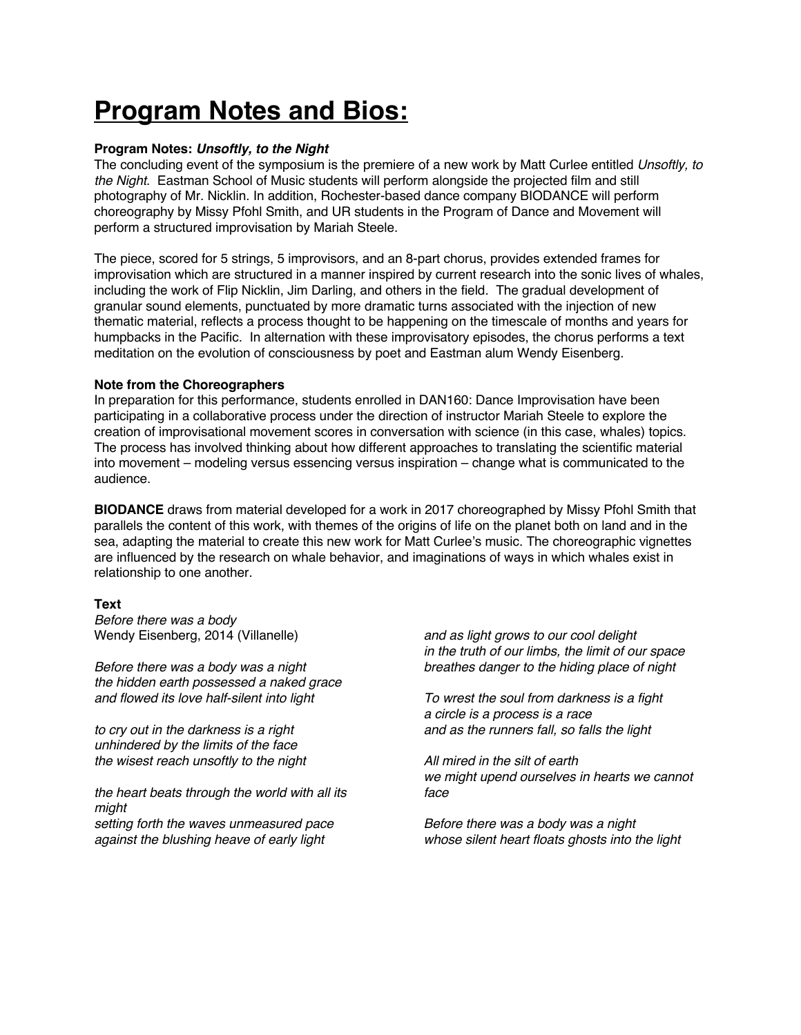# Program Notes and Bios:

**Program Notes: *Unsoftly, to the Night***

The concluding event of the symposium is the premiere of a new work by Matt Curlee entitled *Unsoftly, to the Night*. Eastman School of Music students will perform alongside the projected film and still photography of Mr. Nicklin. In addition, Rochester-based dance company BIODANCE will perform choreography by Missy Pfohl Smith, and UR students in the Program of Dance and Movement will perform a structured improvisation by Mariah Steele.

The piece, scored for 5 strings, 5 improvisors, and an 8-part chorus, provides extended frames for improvisation which are structured in a manner inspired by current research into the sonic lives of whales, including the work of Flip Nicklin, Jim Darling, and others in the field. The gradual development of granular sound elements, punctuated by more dramatic turns associated with the injection of new thematic material, reflects a process thought to be happening on the timescale of months and years for humpbacks in the Pacific. In alternation with these improvisatory episodes, the chorus performs a text meditation on the evolution of consciousness by poet and Eastman alum Wendy Eisenberg.

**Note from the Choreographers**

In preparation for this performance, students enrolled in DAN160: Dance Improvisation have been participating in a collaborative process under the direction of instructor Mariah Steele to explore the creation of improvisational movement scores in conversation with science (in this case, whales) topics. The process has involved thinking about how different approaches to translating the scientific material into movement – modeling versus essencing versus inspiration – change what is communicated to the audience.

**BIODANCE** draws from material developed for a work in 2017 choreographed by Missy Pfohl Smith that parallels the content of this work, with themes of the origins of life on the planet both on land and in the sea, adapting the material to create this new work for Matt Curlee's music. The choreographic vignettes are influenced by the research on whale behavior, and imaginations of ways in which whales exist in relationship to one another.

**Text**

*Before there was a body*
Wendy Eisenberg, 2014 (Villanelle)

*Before there was a body was a night*
*the hidden earth possessed a naked grace*
*and flowed its love half-silent into light*

*to cry out in the darkness is a right*
*unhindered by the limits of the face*
*the wisest reach unsoftly to the night*

*the heart beats through the world with all its might*
*setting forth the waves unmeasured pace*
*against the blushing heave of early light*

*and as light grows to our cool delight*
*in the truth of our limbs, the limit of our space*
*breathes danger to the hiding place of night*

*To wrest the soul from darkness is a fight*
*a circle is a process is a race*
*and as the runners fall, so falls the light*

*All mired in the silt of earth*
*we might upend ourselves in hearts we cannot face*

*Before there was a body was a night*
*whose silent heart floats ghosts into the light*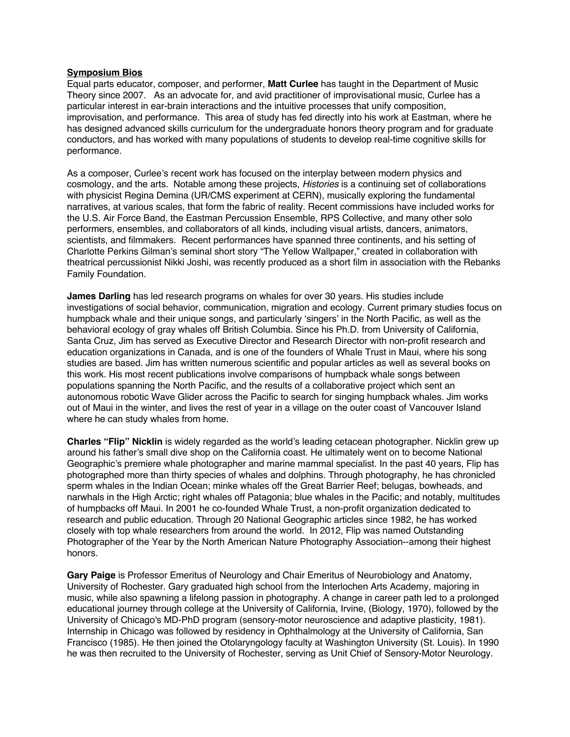**Symposium Bios**

Equal parts educator, composer, and performer, **Matt Curlee** has taught in the Department of Music Theory since 2007. As an advocate for, and avid practitioner of improvisational music, Curlee has a particular interest in ear-brain interactions and the intuitive processes that unify composition, improvisation, and performance. This area of study has fed directly into his work at Eastman, where he has designed advanced skills curriculum for the undergraduate honors theory program and for graduate conductors, and has worked with many populations of students to develop real-time cognitive skills for performance.

As a composer, Curlee's recent work has focused on the interplay between modern physics and cosmology, and the arts. Notable among these projects, *Histories* is a continuing set of collaborations with physicist Regina Demina (UR/CMS experiment at CERN), musically exploring the fundamental narratives, at various scales, that form the fabric of reality. Recent commissions have included works for the U.S. Air Force Band, the Eastman Percussion Ensemble, RPS Collective, and many other solo performers, ensembles, and collaborators of all kinds, including visual artists, dancers, animators, scientists, and filmmakers. Recent performances have spanned three continents, and his setting of Charlotte Perkins Gilman's seminal short story "The Yellow Wallpaper," created in collaboration with theatrical percussionist Nikki Joshi, was recently produced as a short film in association with the Rebanks Family Foundation.

**James Darling** has led research programs on whales for over 30 years. His studies include investigations of social behavior, communication, migration and ecology. Current primary studies focus on humpback whale and their unique songs, and particularly 'singers' in the North Pacific, as well as the behavioral ecology of gray whales off British Columbia. Since his Ph.D. from University of California, Santa Cruz, Jim has served as Executive Director and Research Director with non-profit research and education organizations in Canada, and is one of the founders of Whale Trust in Maui, where his song studies are based. Jim has written numerous scientific and popular articles as well as several books on this work. His most recent publications involve comparisons of humpback whale songs between populations spanning the North Pacific, and the results of a collaborative project which sent an autonomous robotic Wave Glider across the Pacific to search for singing humpback whales. Jim works out of Maui in the winter, and lives the rest of year in a village on the outer coast of Vancouver Island where he can study whales from home.

**Charles "Flip" Nicklin** is widely regarded as the world's leading cetacean photographer. Nicklin grew up around his father's small dive shop on the California coast. He ultimately went on to become National Geographic's premiere whale photographer and marine mammal specialist. In the past 40 years, Flip has photographed more than thirty species of whales and dolphins. Through photography, he has chronicled sperm whales in the Indian Ocean; minke whales off the Great Barrier Reef; belugas, bowheads, and narwhals in the High Arctic; right whales off Patagonia; blue whales in the Pacific; and notably, multitudes of humpbacks off Maui. In 2001 he co-founded Whale Trust, a non-profit organization dedicated to research and public education. Through 20 National Geographic articles since 1982, he has worked closely with top whale researchers from around the world. In 2012, Flip was named Outstanding Photographer of the Year by the North American Nature Photography Association--among their highest honors.

**Gary Paige** is Professor Emeritus of Neurology and Chair Emeritus of Neurobiology and Anatomy, University of Rochester. Gary graduated high school from the Interlochen Arts Academy, majoring in music, while also spawning a lifelong passion in photography. A change in career path led to a prolonged educational journey through college at the University of California, Irvine, (Biology, 1970), followed by the University of Chicago's MD-PhD program (sensory-motor neuroscience and adaptive plasticity, 1981). Internship in Chicago was followed by residency in Ophthalmology at the University of California, San Francisco (1985). He then joined the Otolaryngology faculty at Washington University (St. Louis). In 1990 he was then recruited to the University of Rochester, serving as Unit Chief of Sensory-Motor Neurology.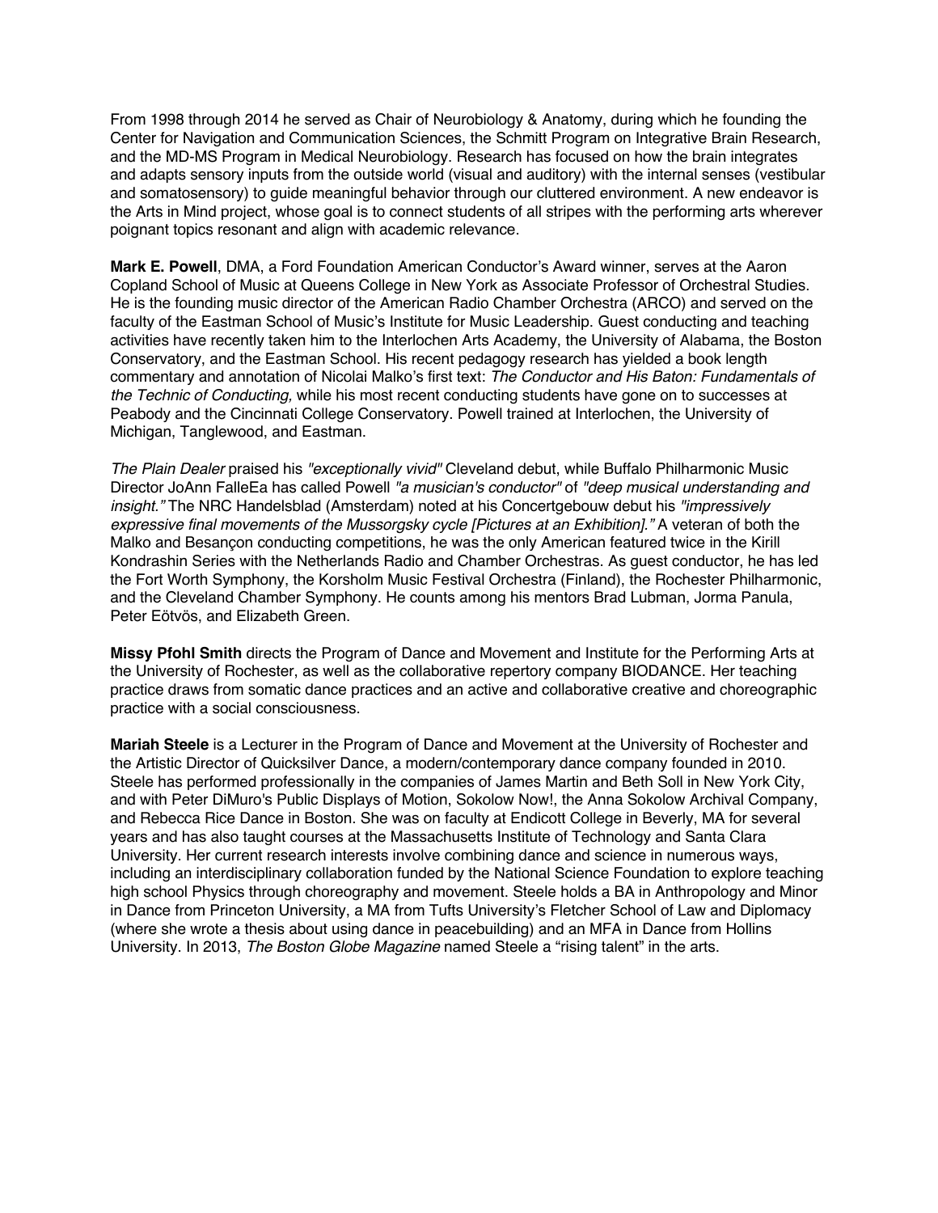From 1998 through 2014 he served as Chair of Neurobiology & Anatomy, during which he founding the Center for Navigation and Communication Sciences, the Schmitt Program on Integrative Brain Research, and the MD-MS Program in Medical Neurobiology. Research has focused on how the brain integrates and adapts sensory inputs from the outside world (visual and auditory) with the internal senses (vestibular and somatosensory) to guide meaningful behavior through our cluttered environment. A new endeavor is the Arts in Mind project, whose goal is to connect students of all stripes with the performing arts wherever poignant topics resonant and align with academic relevance.

**Mark E. Powell**, DMA, a Ford Foundation American Conductor's Award winner, serves at the Aaron Copland School of Music at Queens College in New York as Associate Professor of Orchestral Studies. He is the founding music director of the American Radio Chamber Orchestra (ARCO) and served on the faculty of the Eastman School of Music's Institute for Music Leadership. Guest conducting and teaching activities have recently taken him to the Interlochen Arts Academy, the University of Alabama, the Boston Conservatory, and the Eastman School. His recent pedagogy research has yielded a book length commentary and annotation of Nicolai Malko's first text: *The Conductor and His Baton: Fundamentals of the Technic of Conducting,* while his most recent conducting students have gone on to successes at Peabody and the Cincinnati College Conservatory. Powell trained at Interlochen, the University of Michigan, Tanglewood, and Eastman.

*The Plain Dealer* praised his *"exceptionally vivid"* Cleveland debut, while Buffalo Philharmonic Music Director JoAnn FalleEa has called Powell *"a musician's conductor"* of *"deep musical understanding and insight."* The NRC Handelsblad (Amsterdam) noted at his Concertgebouw debut his *"impressively expressive final movements of the Mussorgsky cycle [Pictures at an Exhibition]."* A veteran of both the Malko and Besançon conducting competitions, he was the only American featured twice in the Kirill Kondrashin Series with the Netherlands Radio and Chamber Orchestras. As guest conductor, he has led the Fort Worth Symphony, the Korsholm Music Festival Orchestra (Finland), the Rochester Philharmonic, and the Cleveland Chamber Symphony. He counts among his mentors Brad Lubman, Jorma Panula, Peter Eötvös, and Elizabeth Green.

**Missy Pfohl Smith** directs the Program of Dance and Movement and Institute for the Performing Arts at the University of Rochester, as well as the collaborative repertory company BIODANCE. Her teaching practice draws from somatic dance practices and an active and collaborative creative and choreographic practice with a social consciousness.

**Mariah Steele** is a Lecturer in the Program of Dance and Movement at the University of Rochester and the Artistic Director of Quicksilver Dance, a modern/contemporary dance company founded in 2010. Steele has performed professionally in the companies of James Martin and Beth Soll in New York City, and with Peter DiMuro's Public Displays of Motion, Sokolow Now!, the Anna Sokolow Archival Company, and Rebecca Rice Dance in Boston. She was on faculty at Endicott College in Beverly, MA for several years and has also taught courses at the Massachusetts Institute of Technology and Santa Clara University. Her current research interests involve combining dance and science in numerous ways, including an interdisciplinary collaboration funded by the National Science Foundation to explore teaching high school Physics through choreography and movement. Steele holds a BA in Anthropology and Minor in Dance from Princeton University, a MA from Tufts University's Fletcher School of Law and Diplomacy (where she wrote a thesis about using dance in peacebuilding) and an MFA in Dance from Hollins University. In 2013, *The Boston Globe Magazine* named Steele a "rising talent" in the arts.